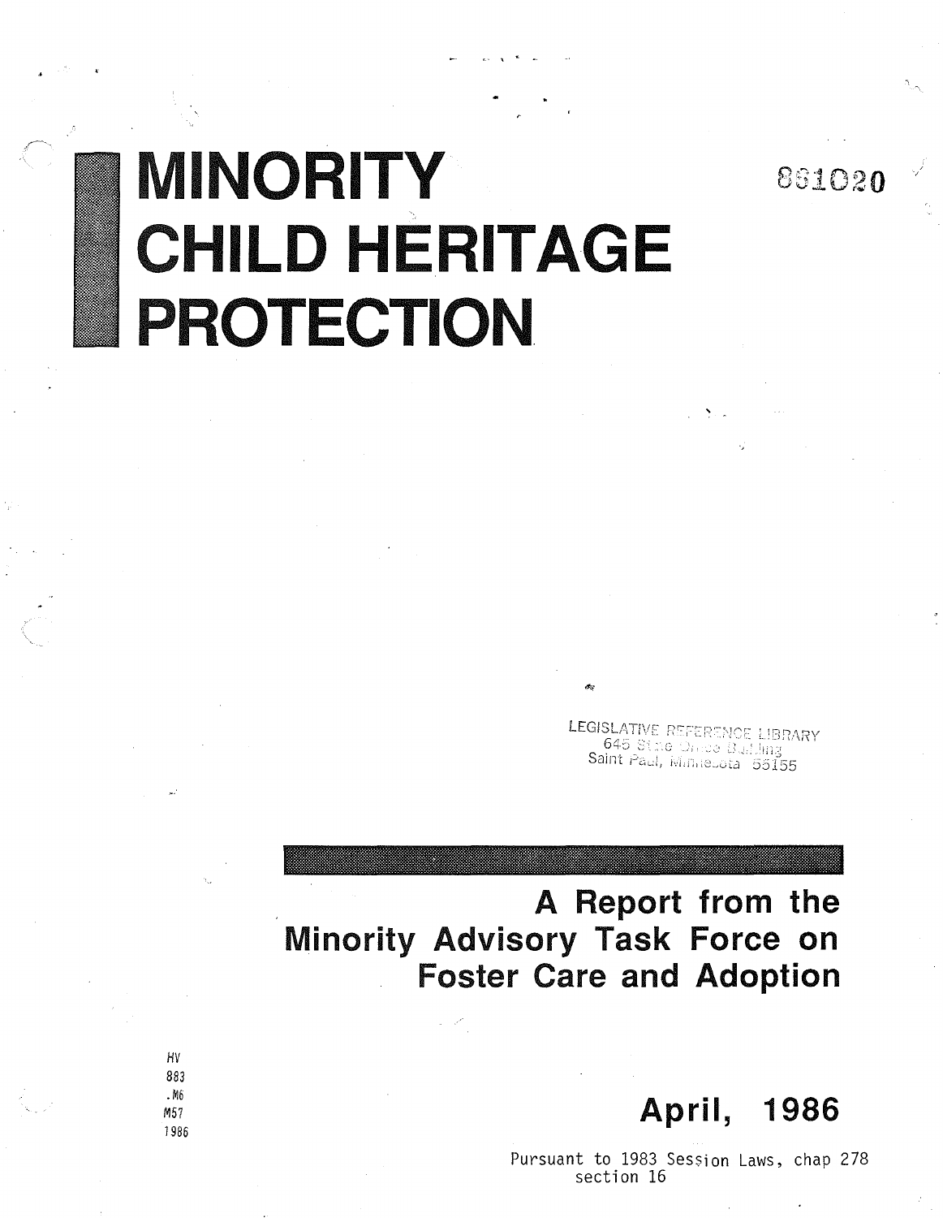# MINORITY CHILD HERITAGE PROTECTION

861020

LEGISLATIVE REFERENCE LIBRARY
645 State Office Building
Saint Paul, Minnesota 55155

## A Report from the Minority Advisory Task Force on Foster Care and Adoption

HV
883
.M6
M57
1986

## April, 1986

Pursuant to 1983 Session Laws, chap 278
section 16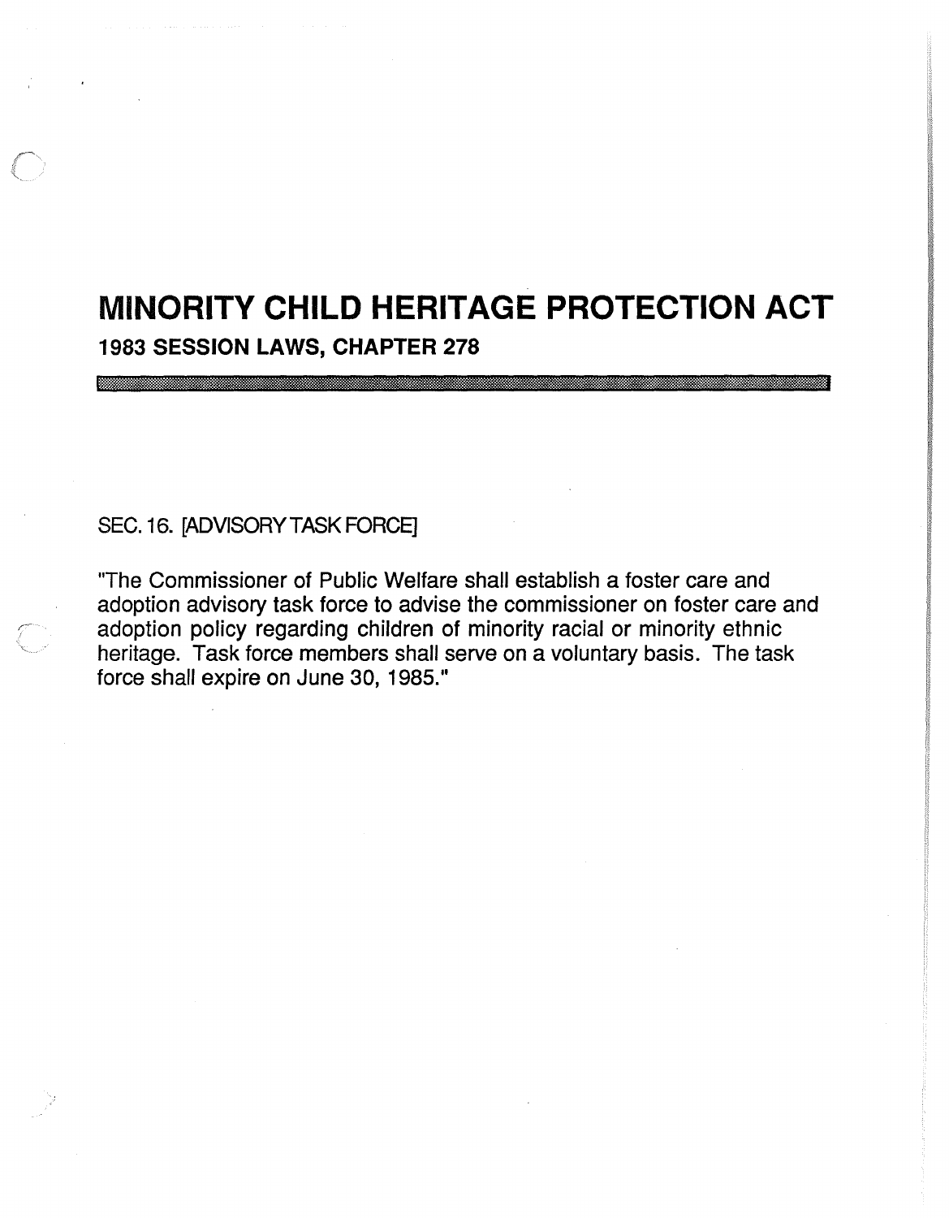# MINORITY CHILD HERITAGE PROTECTION ACT

**1983 SESSION LAWS, CHAPTER 278**

SEC. 16. [ADVISORY TASK FORCE]

"The Commissioner of Public Welfare shall establish a foster care and adoption advisory task force to advise the commissioner on foster care and adoption policy regarding children of minority racial or minority ethnic heritage. Task force members shall serve on a voluntary basis. The task force shall expire on June 30, 1985."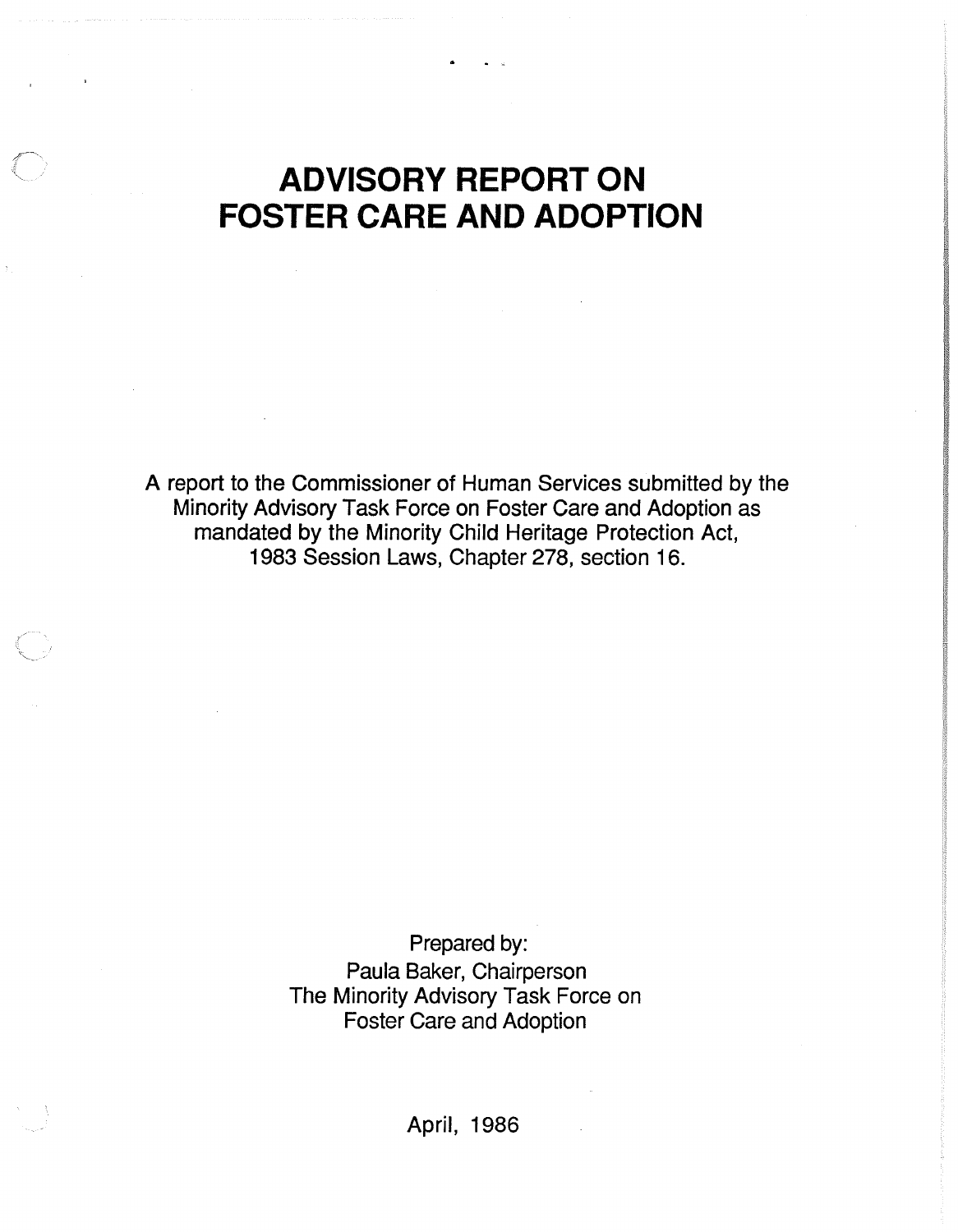# ADVISORY REPORT ON FOSTER CARE AND ADOPTION

A report to the Commissioner of Human Services submitted by the Minority Advisory Task Force on Foster Care and Adoption as mandated by the Minority Child Heritage Protection Act, 1983 Session Laws, Chapter 278, section 16.

Prepared by:
Paula Baker, Chairperson
The Minority Advisory Task Force on Foster Care and Adoption

April, 1986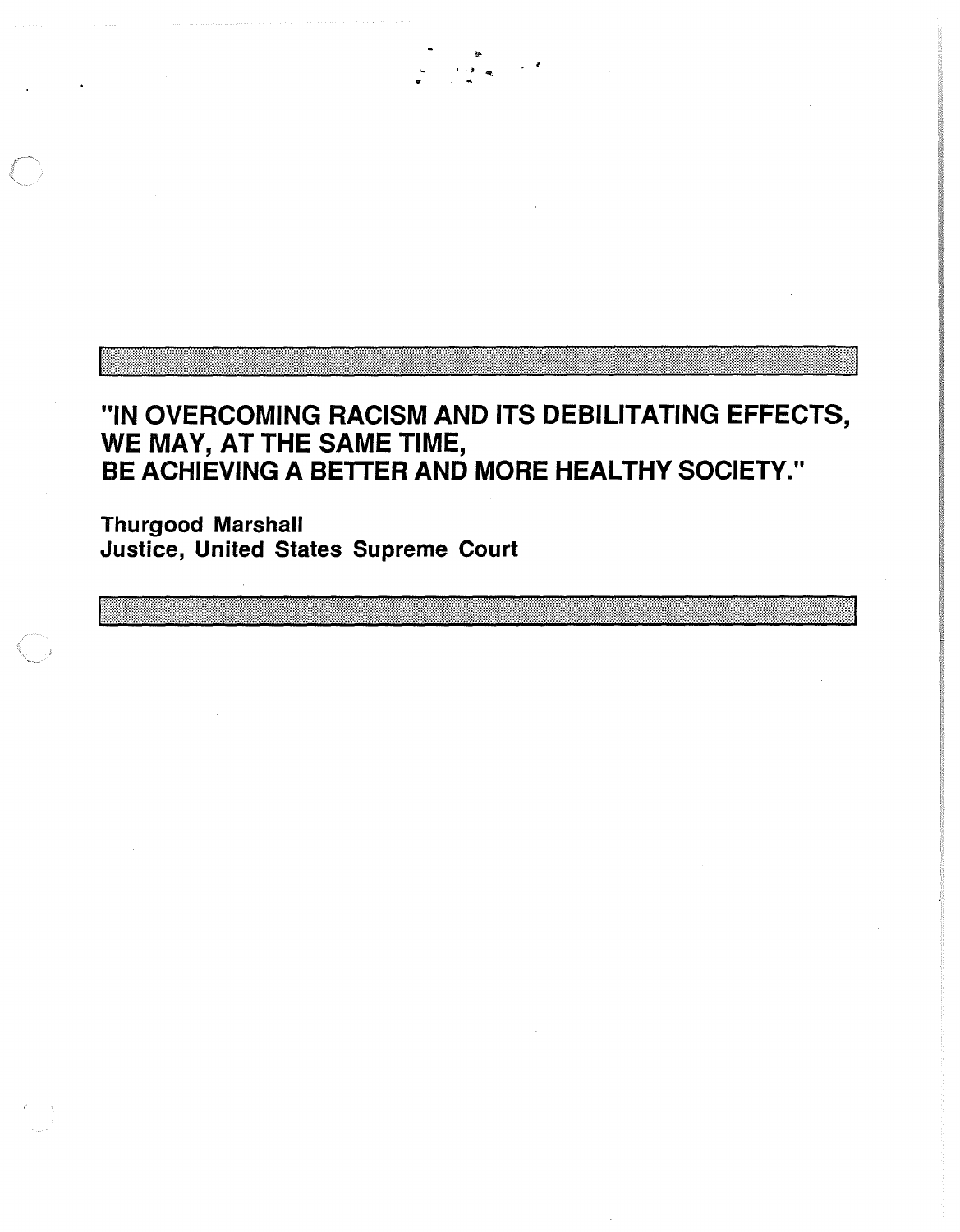**"IN OVERCOMING RACISM AND ITS DEBILITATING EFFECTS, WE MAY, AT THE SAME TIME, BE ACHIEVING A BETTER AND MORE HEALTHY SOCIETY."**

**Thurgood Marshall**
**Justice, United States Supreme Court**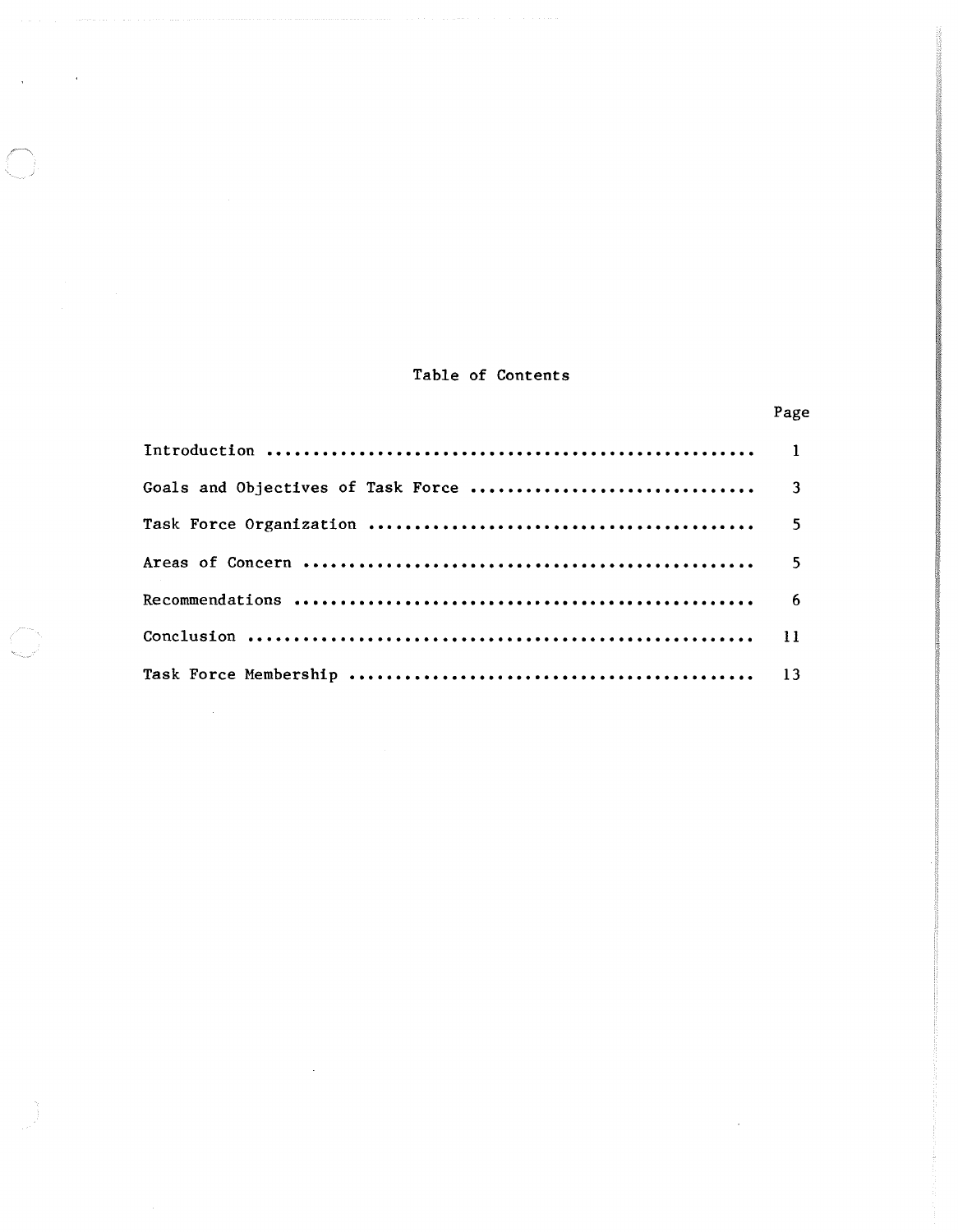# Table of Contents

| | Page |
|---|---|
| Introduction | 1 |
| Goals and Objectives of Task Force | 3 |
| Task Force Organization | 5 |
| Areas of Concern | 5 |
| Recommendations | 6 |
| Conclusion | 11 |
| Task Force Membership | 13 |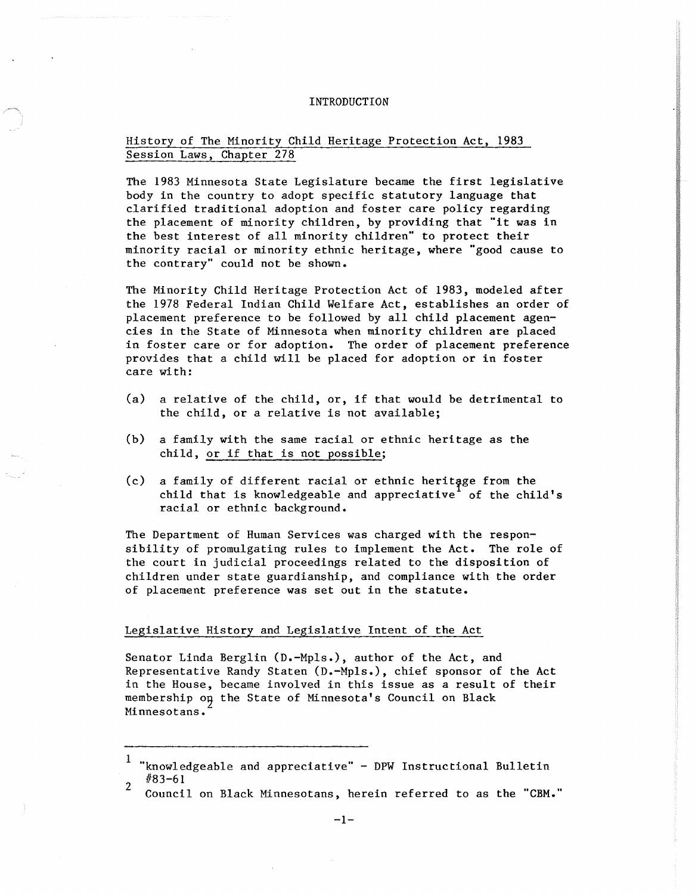# INTRODUCTION

## History of The Minority Child Heritage Protection Act, 1983 Session Laws, Chapter 278

The 1983 Minnesota State Legislature became the first legislative body in the country to adopt specific statutory language that clarified traditional adoption and foster care policy regarding the placement of minority children, by providing that "it was in the best interest of all minority children" to protect their minority racial or minority ethnic heritage, where "good cause to the contrary" could not be shown.

The Minority Child Heritage Protection Act of 1983, modeled after the 1978 Federal Indian Child Welfare Act, establishes an order of placement preference to be followed by all child placement agencies in the State of Minnesota when minority children are placed in foster care or for adoption. The order of placement preference provides that a child will be placed for adoption or in foster care with:

(a) a relative of the child, or, if that would be detrimental to the child, or a relative is not available;

(b) a family with the same racial or ethnic heritage as the child, or if that is not possible;

(c) a family of different racial or ethnic heritage from the child that is knowledgeable and appreciative[1] of the child's racial or ethnic background.

The Department of Human Services was charged with the responsibility of promulgating rules to implement the Act. The role of the court in judicial proceedings related to the disposition of children under state guardianship, and compliance with the order of placement preference was set out in the statute.

## Legislative History and Legislative Intent of the Act

Senator Linda Berglin (D.-Mpls.), author of the Act, and Representative Randy Staten (D.-Mpls.), chief sponsor of the Act in the House, became involved in this issue as a result of their membership on the State of Minnesota's Council on Black Minnesotans.[2]

---

[1] "knowledgeable and appreciative" - DPW Instructional Bulletin #83-61

[2] Council on Black Minnesotans, herein referred to as the "CBM."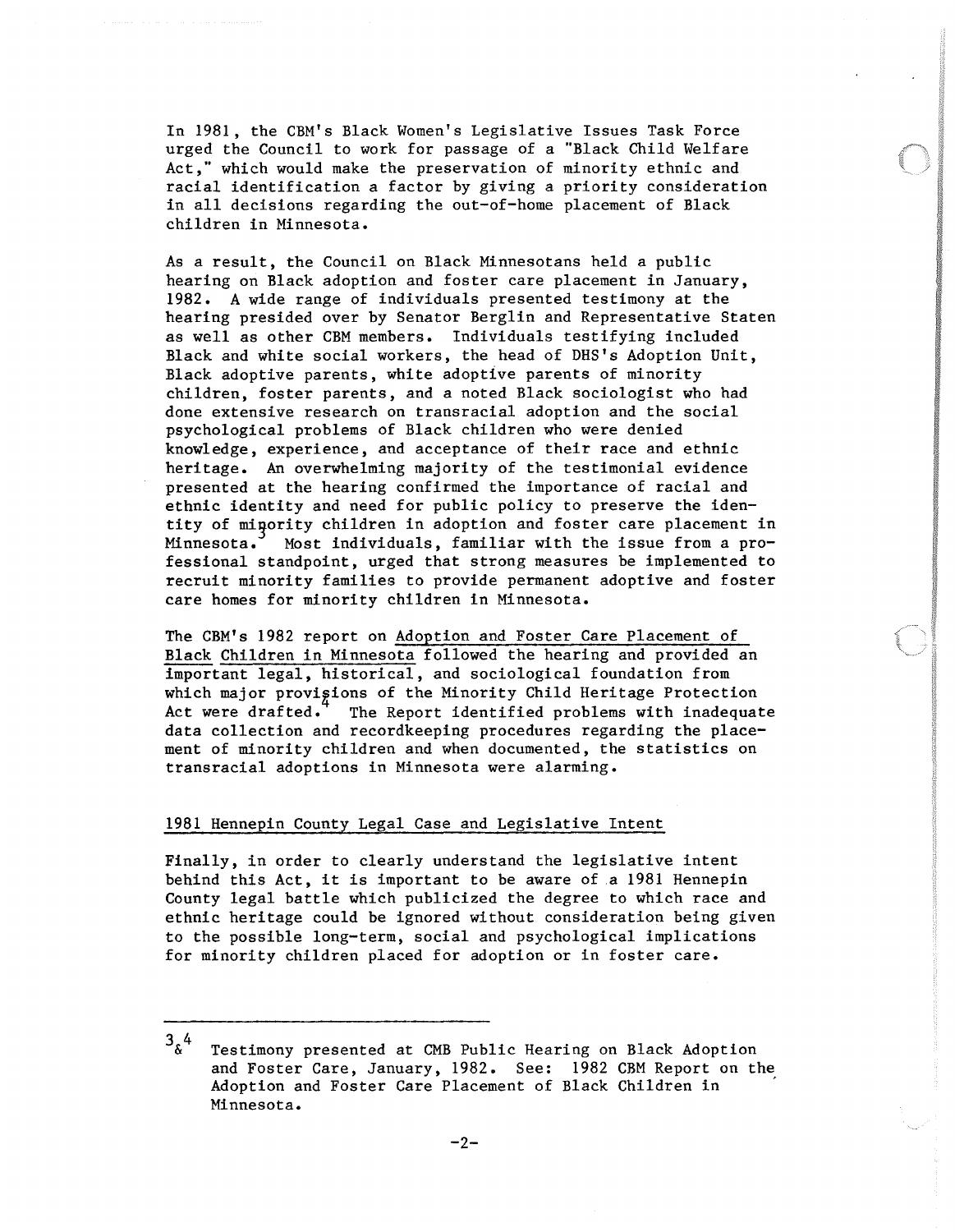In 1981, the CBM's Black Women's Legislative Issues Task Force urged the Council to work for passage of a "Black Child Welfare Act," which would make the preservation of minority ethnic and racial identification a factor by giving a priority consideration in all decisions regarding the out-of-home placement of Black children in Minnesota.

As a result, the Council on Black Minnesotans held a public hearing on Black adoption and foster care placement in January, 1982. A wide range of individuals presented testimony at the hearing presided over by Senator Berglin and Representative Staten as well as other CBM members. Individuals testifying included Black and white social workers, the head of DHS's Adoption Unit, Black adoptive parents, white adoptive parents of minority children, foster parents, and a noted Black sociologist who had done extensive research on transracial adoption and the social psychological problems of Black children who were denied knowledge, experience, and acceptance of their race and ethnic heritage. An overwhelming majority of the testimonial evidence presented at the hearing confirmed the importance of racial and ethnic identity and need for public policy to preserve the identity of minority children in adoption and foster care placement in Minnesota.[3] Most individuals, familiar with the issue from a professional standpoint, urged that strong measures be implemented to recruit minority families to provide permanent adoptive and foster care homes for minority children in Minnesota.

The CBM's 1982 report on <u>Adoption and Foster Care Placement of Black Children in Minnesota</u> followed the hearing and provided an important legal, historical, and sociological foundation from which major provisions of the Minority Child Heritage Protection Act were drafted.[4] The Report identified problems with inadequate data collection and recordkeeping procedures regarding the placement of minority children and when documented, the statistics on transracial adoptions in Minnesota were alarming.

## 1981 Hennepin County Legal Case and Legislative Intent

Finally, in order to clearly understand the legislative intent behind this Act, it is important to be aware of a 1981 Hennepin County legal battle which publicized the degree to which race and ethnic heritage could be ignored without consideration being given to the possible long-term, social and psychological implications for minority children placed for adoption or in foster care.

---

[3] & [4] Testimony presented at CMB Public Hearing on Black Adoption and Foster Care, January, 1982. See: 1982 CBM Report on the Adoption and Foster Care Placement of Black Children in Minnesota.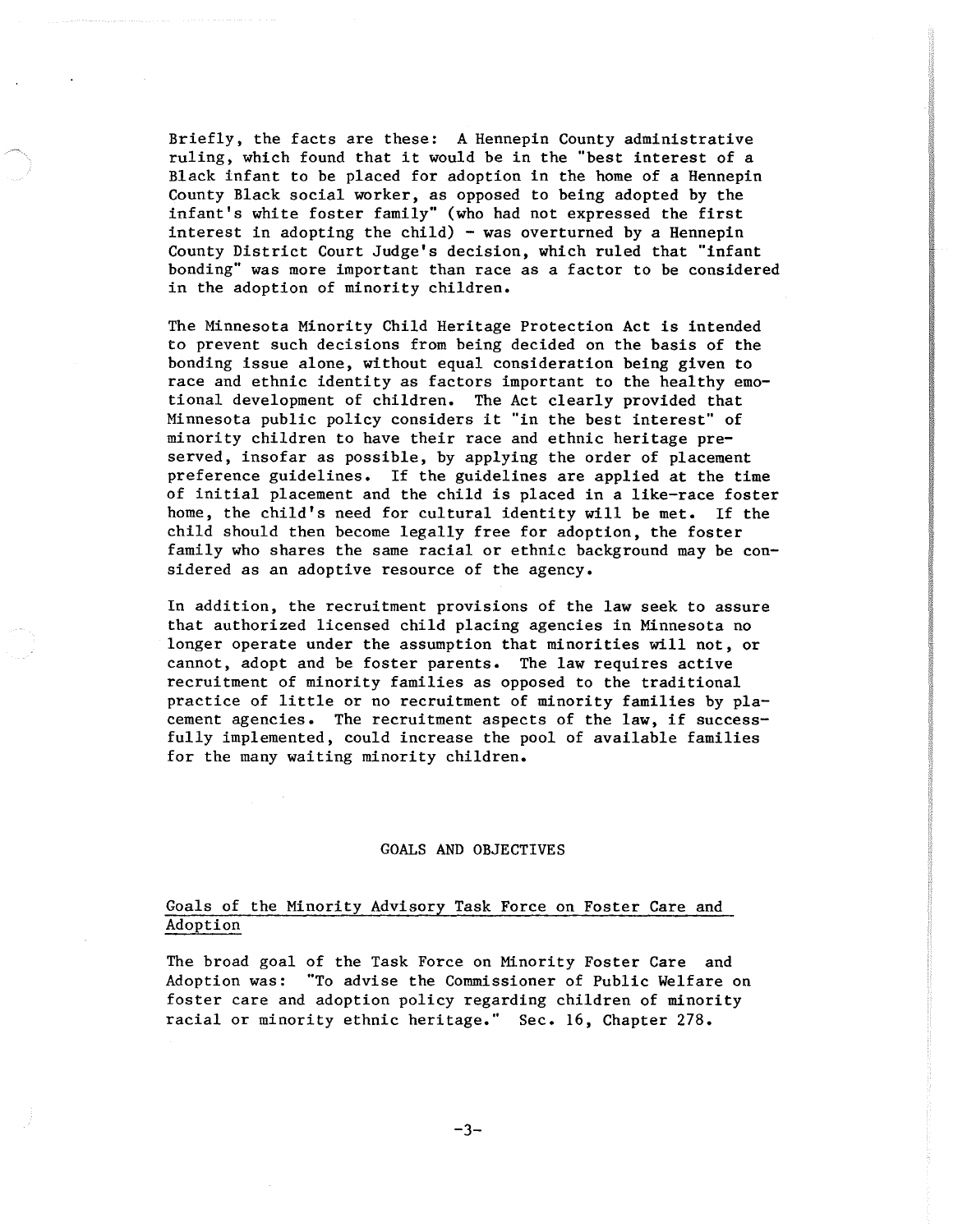Briefly, the facts are these: A Hennepin County administrative ruling, which found that it would be in the "best interest of a Black infant to be placed for adoption in the home of a Hennepin County Black social worker, as opposed to being adopted by the infant's white foster family" (who had not expressed the first interest in adopting the child) - was overturned by a Hennepin County District Court Judge's decision, which ruled that "infant bonding" was more important than race as a factor to be considered in the adoption of minority children.

The Minnesota Minority Child Heritage Protection Act is intended to prevent such decisions from being decided on the basis of the bonding issue alone, without equal consideration being given to race and ethnic identity as factors important to the healthy emotional development of children. The Act clearly provided that Minnesota public policy considers it "in the best interest" of minority children to have their race and ethnic heritage preserved, insofar as possible, by applying the order of placement preference guidelines. If the guidelines are applied at the time of initial placement and the child is placed in a like-race foster home, the child's need for cultural identity will be met. If the child should then become legally free for adoption, the foster family who shares the same racial or ethnic background may be considered as an adoptive resource of the agency.

In addition, the recruitment provisions of the law seek to assure that authorized licensed child placing agencies in Minnesota no longer operate under the assumption that minorities will not, or cannot, adopt and be foster parents. The law requires active recruitment of minority families as opposed to the traditional practice of little or no recruitment of minority families by placement agencies. The recruitment aspects of the law, if successfully implemented, could increase the pool of available families for the many waiting minority children.

## GOALS AND OBJECTIVES

### Goals of the Minority Advisory Task Force on Foster Care and Adoption

The broad goal of the Task Force on Minority Foster Care and Adoption was: "To advise the Commissioner of Public Welfare on foster care and adoption policy regarding children of minority racial or minority ethnic heritage." Sec. 16, Chapter 278.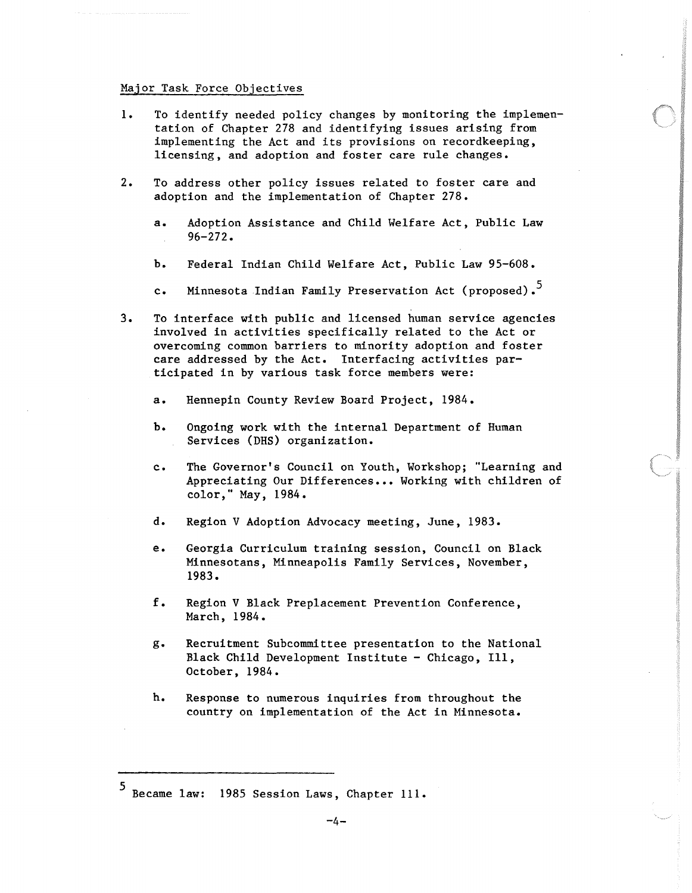Major Task Force Objectives

1. To identify needed policy changes by monitoring the implementation of Chapter 278 and identifying issues arising from implementing the Act and its provisions on recordkeeping, licensing, and adoption and foster care rule changes.

2. To address other policy issues related to foster care and adoption and the implementation of Chapter 278.

   a. Adoption Assistance and Child Welfare Act, Public Law 96-272.

   b. Federal Indian Child Welfare Act, Public Law 95-608.

   c. Minnesota Indian Family Preservation Act (proposed).[5]

3. To interface with public and licensed human service agencies involved in activities specifically related to the Act or overcoming common barriers to minority adoption and foster care addressed by the Act. Interfacing activities participated in by various task force members were:

   a. Hennepin County Review Board Project, 1984.

   b. Ongoing work with the internal Department of Human Services (DHS) organization.

   c. The Governor's Council on Youth, Workshop; "Learning and Appreciating Our Differences... Working with children of color," May, 1984.

   d. Region V Adoption Advocacy meeting, June, 1983.

   e. Georgia Curriculum training session, Council on Black Minnesotans, Minneapolis Family Services, November, 1983.

   f. Region V Black Preplacement Prevention Conference, March, 1984.

   g. Recruitment Subcommittee presentation to the National Black Child Development Institute - Chicago, Ill, October, 1984.

   h. Response to numerous inquiries from throughout the country on implementation of the Act in Minnesota.

---

[5] Became law: 1985 Session Laws, Chapter 111.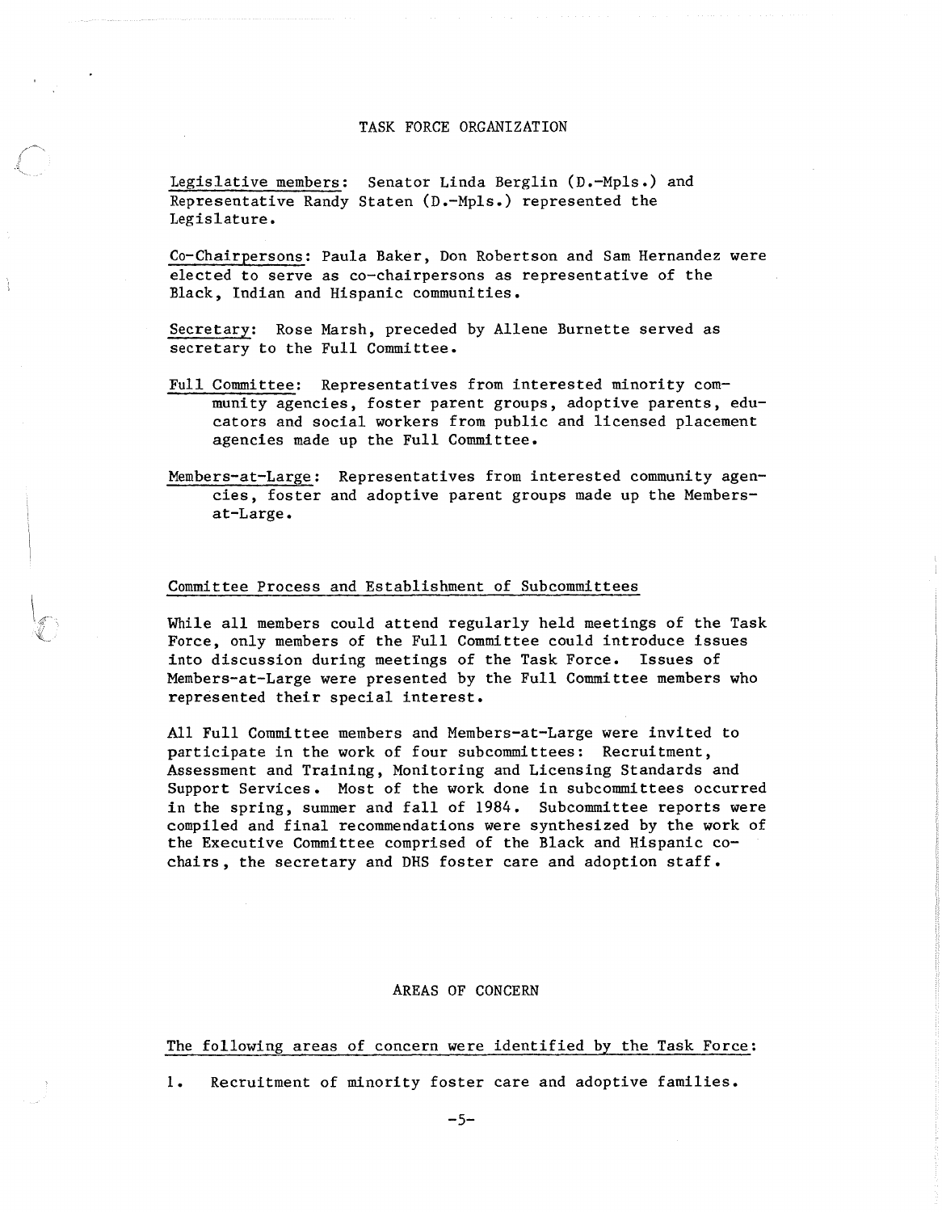## TASK FORCE ORGANIZATION

Legislative members: Senator Linda Berglin (D.-Mpls.) and Representative Randy Staten (D.-Mpls.) represented the Legislature.

Co-Chairpersons: Paula Baker, Don Robertson and Sam Hernandez were elected to serve as co-chairpersons as representative of the Black, Indian and Hispanic communities.

Secretary: Rose Marsh, preceded by Allene Burnette served as secretary to the Full Committee.

Full Committee: Representatives from interested minority community agencies, foster parent groups, adoptive parents, educators and social workers from public and licensed placement agencies made up the Full Committee.

Members-at-Large: Representatives from interested community agencies, foster and adoptive parent groups made up the Members-at-Large.

### Committee Process and Establishment of Subcommittees

While all members could attend regularly held meetings of the Task Force, only members of the Full Committee could introduce issues into discussion during meetings of the Task Force. Issues of Members-at-Large were presented by the Full Committee members who represented their special interest.

All Full Committee members and Members-at-Large were invited to participate in the work of four subcommittees: Recruitment, Assessment and Training, Monitoring and Licensing Standards and Support Services. Most of the work done in subcommittees occurred in the spring, summer and fall of 1984. Subcommittee reports were compiled and final recommendations were synthesized by the work of the Executive Committee comprised of the Black and Hispanic co-chairs, the secretary and DHS foster care and adoption staff.

## AREAS OF CONCERN

The following areas of concern were identified by the Task Force:

1. Recruitment of minority foster care and adoptive families.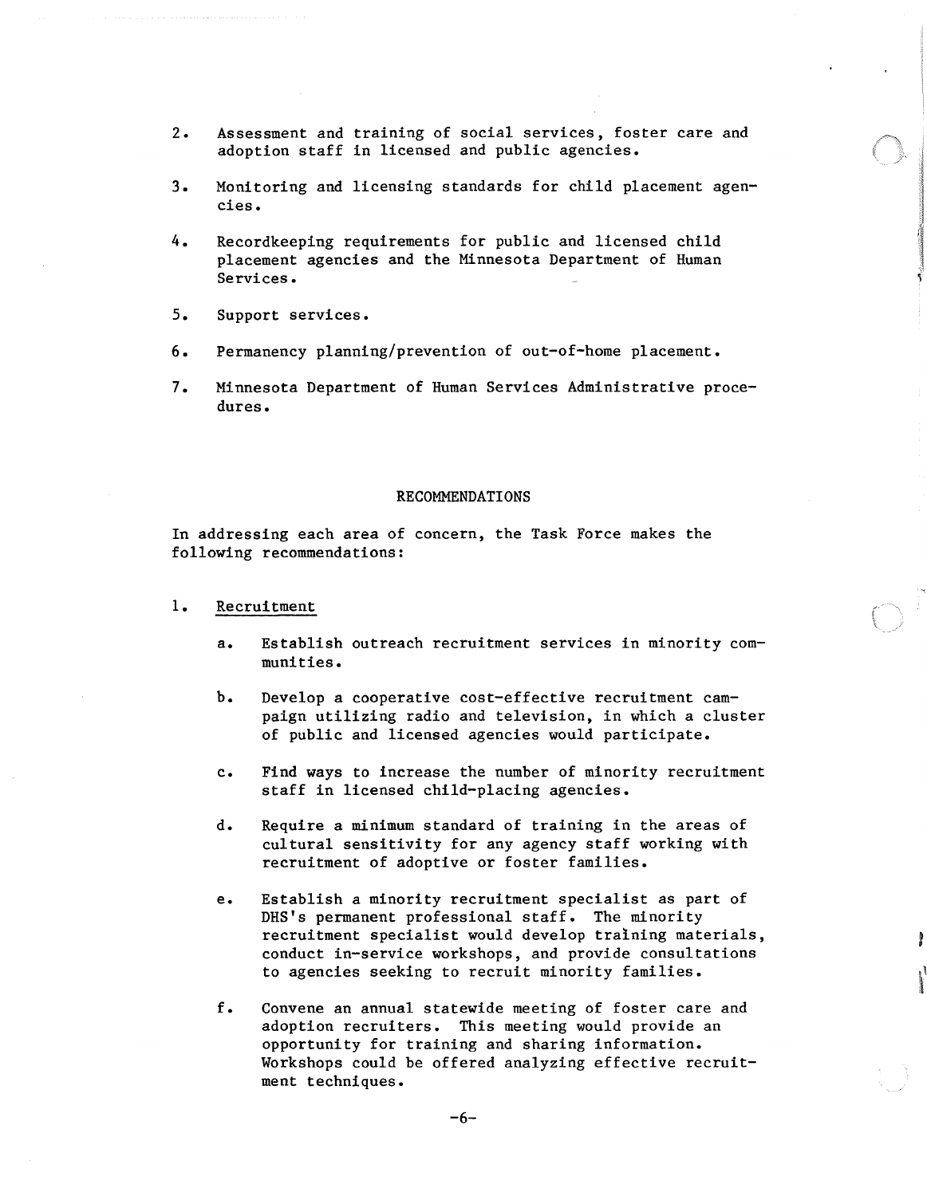2. Assessment and training of social services, foster care and adoption staff in licensed and public agencies.

3. Monitoring and licensing standards for child placement agencies.

4. Recordkeeping requirements for public and licensed child placement agencies and the Minnesota Department of Human Services.

5. Support services.

6. Permanency planning/prevention of out-of-home placement.

7. Minnesota Department of Human Services Administrative procedures.

## RECOMMENDATIONS

In addressing each area of concern, the Task Force makes the following recommendations:

1. <u>Recruitment</u>

   a. Establish outreach recruitment services in minority communities.

   b. Develop a cooperative cost-effective recruitment campaign utilizing radio and television, in which a cluster of public and licensed agencies would participate.

   c. Find ways to increase the number of minority recruitment staff in licensed child-placing agencies.

   d. Require a minimum standard of training in the areas of cultural sensitivity for any agency staff working with recruitment of adoptive or foster families.

   e. Establish a minority recruitment specialist as part of DHS's permanent professional staff. The minority recruitment specialist would develop training materials, conduct in-service workshops, and provide consultations to agencies seeking to recruit minority families.

   f. Convene an annual statewide meeting of foster care and adoption recruiters. This meeting would provide an opportunity for training and sharing information. Workshops could be offered analyzing effective recruitment techniques.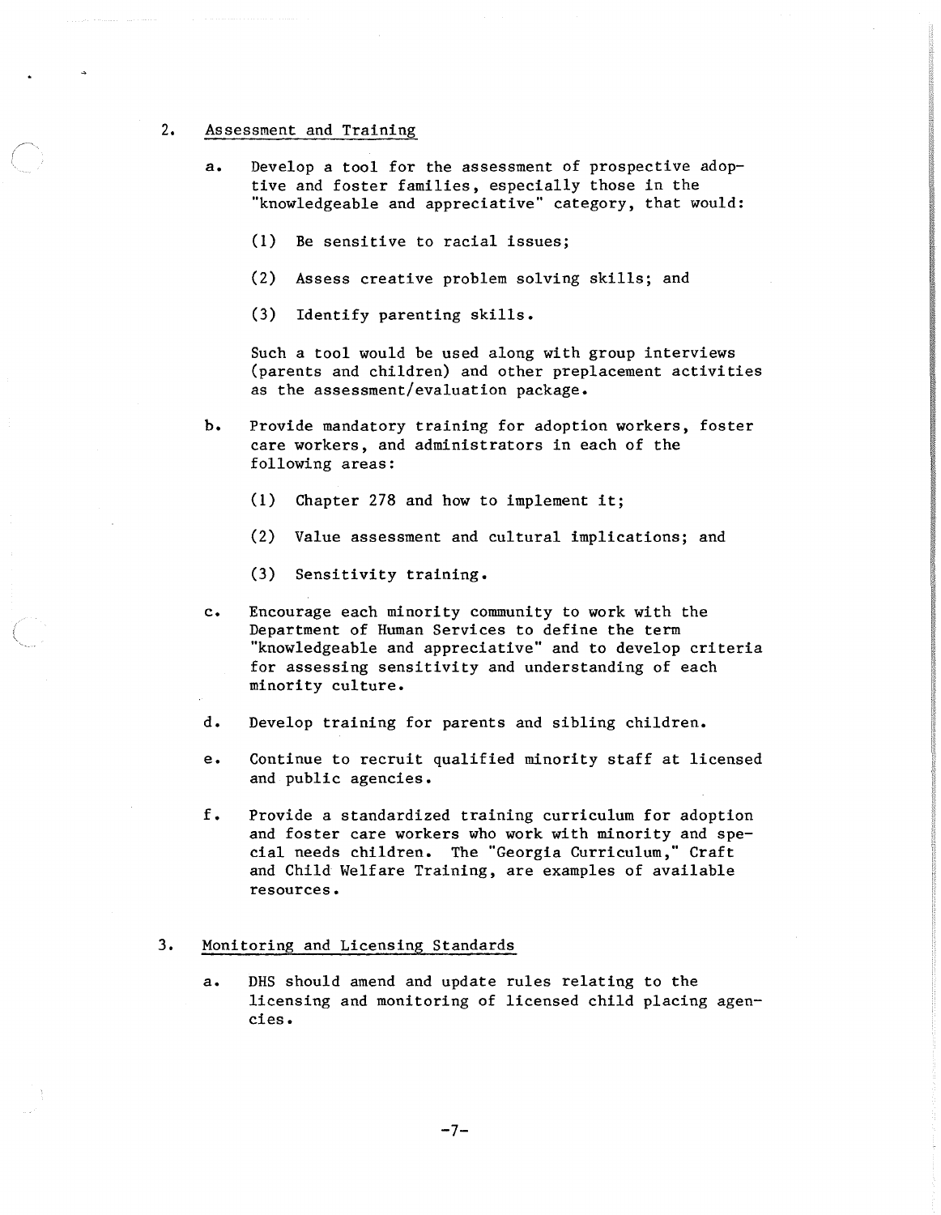2. Assessment and Training

   a. Develop a tool for the assessment of prospective adoptive and foster families, especially those in the "knowledgeable and appreciative" category, that would:

      (1) Be sensitive to racial issues;

      (2) Assess creative problem solving skills; and

      (3) Identify parenting skills.

      Such a tool would be used along with group interviews (parents and children) and other preplacement activities as the assessment/evaluation package.

   b. Provide mandatory training for adoption workers, foster care workers, and administrators in each of the following areas:

      (1) Chapter 278 and how to implement it;

      (2) Value assessment and cultural implications; and

      (3) Sensitivity training.

   c. Encourage each minority community to work with the Department of Human Services to define the term "knowledgeable and appreciative" and to develop criteria for assessing sensitivity and understanding of each minority culture.

   d. Develop training for parents and sibling children.

   e. Continue to recruit qualified minority staff at licensed and public agencies.

   f. Provide a standardized training curriculum for adoption and foster care workers who work with minority and special needs children. The "Georgia Curriculum," Craft and Child Welfare Training, are examples of available resources.

3. Monitoring and Licensing Standards

   a. DHS should amend and update rules relating to the licensing and monitoring of licensed child placing agencies.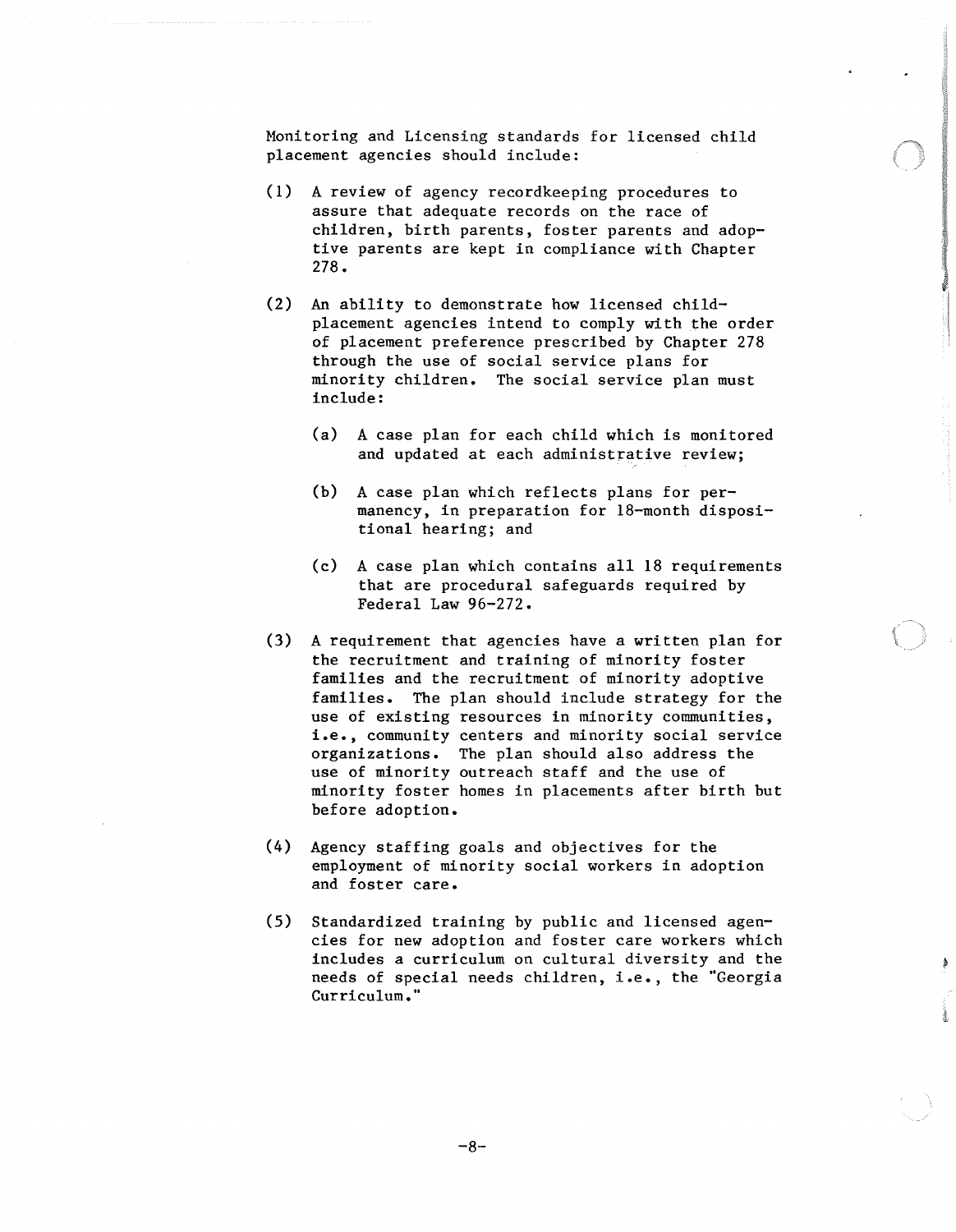Monitoring and Licensing standards for licensed child placement agencies should include:

(1) A review of agency recordkeeping procedures to assure that adequate records on the race of children, birth parents, foster parents and adoptive parents are kept in compliance with Chapter 278.

(2) An ability to demonstrate how licensed child-placement agencies intend to comply with the order of placement preference prescribed by Chapter 278 through the use of social service plans for minority children. The social service plan must include:

   (a) A case plan for each child which is monitored and updated at each administrative review;

   (b) A case plan which reflects plans for permanency, in preparation for 18-month dispositional hearing; and

   (c) A case plan which contains all 18 requirements that are procedural safeguards required by Federal Law 96-272.

(3) A requirement that agencies have a written plan for the recruitment and training of minority foster families and the recruitment of minority adoptive families. The plan should include strategy for the use of existing resources in minority communities, i.e., community centers and minority social service organizations. The plan should also address the use of minority outreach staff and the use of minority foster homes in placements after birth but before adoption.

(4) Agency staffing goals and objectives for the employment of minority social workers in adoption and foster care.

(5) Standardized training by public and licensed agencies for new adoption and foster care workers which includes a curriculum on cultural diversity and the needs of special needs children, i.e., the "Georgia Curriculum."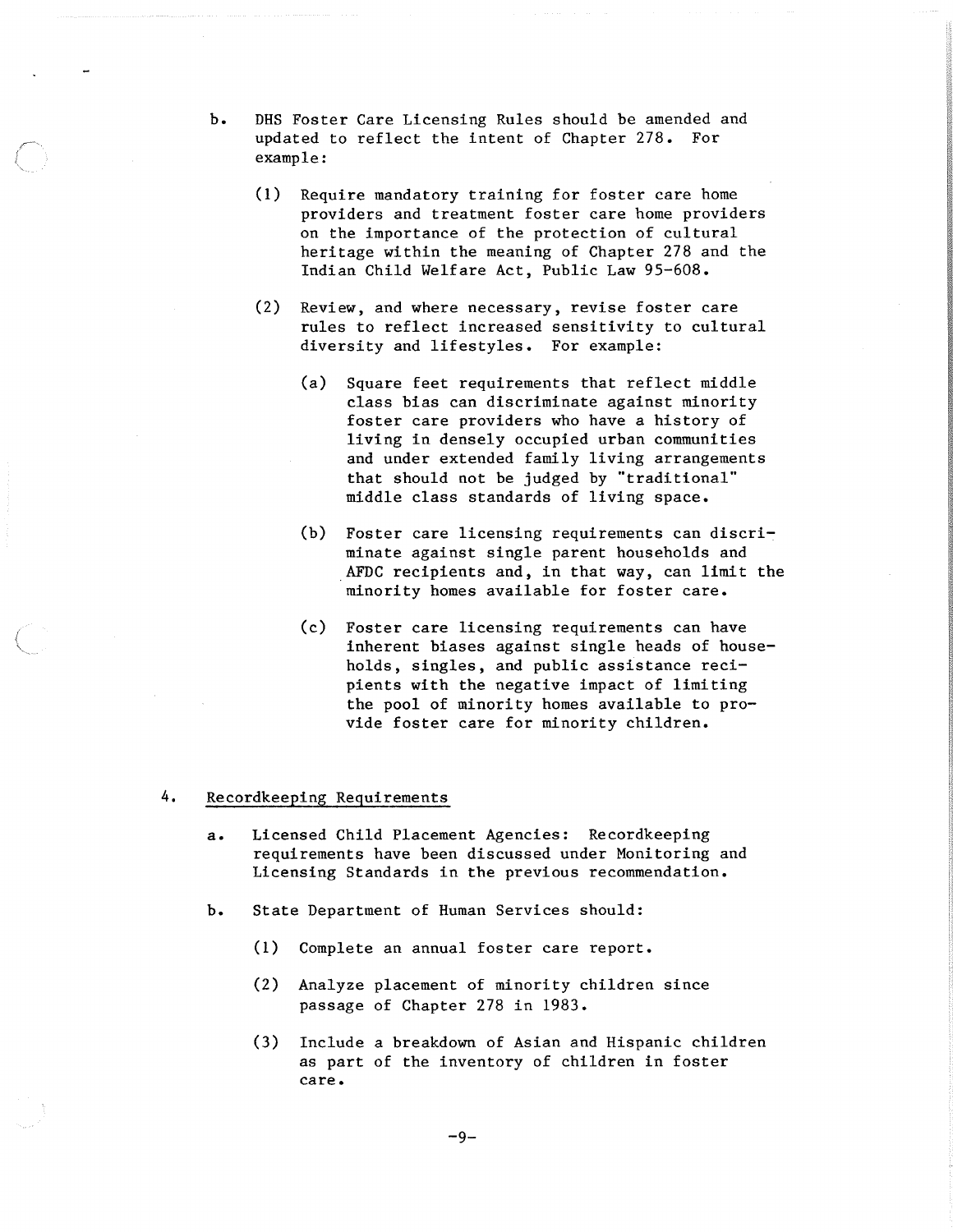b. DHS Foster Care Licensing Rules should be amended and updated to reflect the intent of Chapter 278. For example:

   (1) Require mandatory training for foster care home providers and treatment foster care home providers on the importance of the protection of cultural heritage within the meaning of Chapter 278 and the Indian Child Welfare Act, Public Law 95-608.

   (2) Review, and where necessary, revise foster care rules to reflect increased sensitivity to cultural diversity and lifestyles. For example:

      (a) Square feet requirements that reflect middle class bias can discriminate against minority foster care providers who have a history of living in densely occupied urban communities and under extended family living arrangements that should not be judged by "traditional" middle class standards of living space.

      (b) Foster care licensing requirements can discriminate against single parent households and AFDC recipients and, in that way, can limit the minority homes available for foster care.

      (c) Foster care licensing requirements can have inherent biases against single heads of households, singles, and public assistance recipients with the negative impact of limiting the pool of minority homes available to provide foster care for minority children.

4. <u>Recordkeeping Requirements</u>

   a. Licensed Child Placement Agencies: Recordkeeping requirements have been discussed under Monitoring and Licensing Standards in the previous recommendation.

   b. State Department of Human Services should:

      (1) Complete an annual foster care report.

      (2) Analyze placement of minority children since passage of Chapter 278 in 1983.

      (3) Include a breakdown of Asian and Hispanic children as part of the inventory of children in foster care.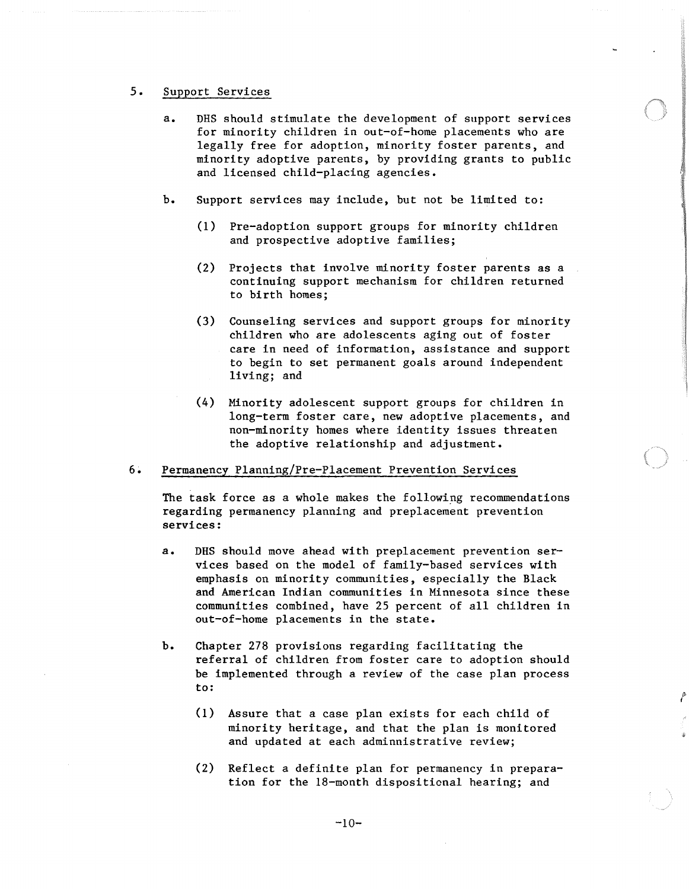5. Support Services

   a. DHS should stimulate the development of support services for minority children in out-of-home placements who are legally free for adoption, minority foster parents, and minority adoptive parents, by providing grants to public and licensed child-placing agencies.

   b. Support services may include, but not be limited to:

      (1) Pre-adoption support groups for minority children and prospective adoptive families;

      (2) Projects that involve minority foster parents as a continuing support mechanism for children returned to birth homes;

      (3) Counseling services and support groups for minority children who are adolescents aging out of foster care in need of information, assistance and support to begin to set permanent goals around independent living; and

      (4) Minority adolescent support groups for children in long-term foster care, new adoptive placements, and non-minority homes where identity issues threaten the adoptive relationship and adjustment.

6. Permanency Planning/Pre-Placement Prevention Services

   The task force as a whole makes the following recommendations regarding permanency planning and preplacement prevention services:

   a. DHS should move ahead with preplacement prevention services based on the model of family-based services with emphasis on minority communities, especially the Black and American Indian communities in Minnesota since these communities combined, have 25 percent of all children in out-of-home placements in the state.

   b. Chapter 278 provisions regarding facilitating the referral of children from foster care to adoption should be implemented through a review of the case plan process to:

      (1) Assure that a case plan exists for each child of minority heritage, and that the plan is monitored and updated at each adminnistrative review;

      (2) Reflect a definite plan for permanency in preparation for the 18-month dispositional hearing; and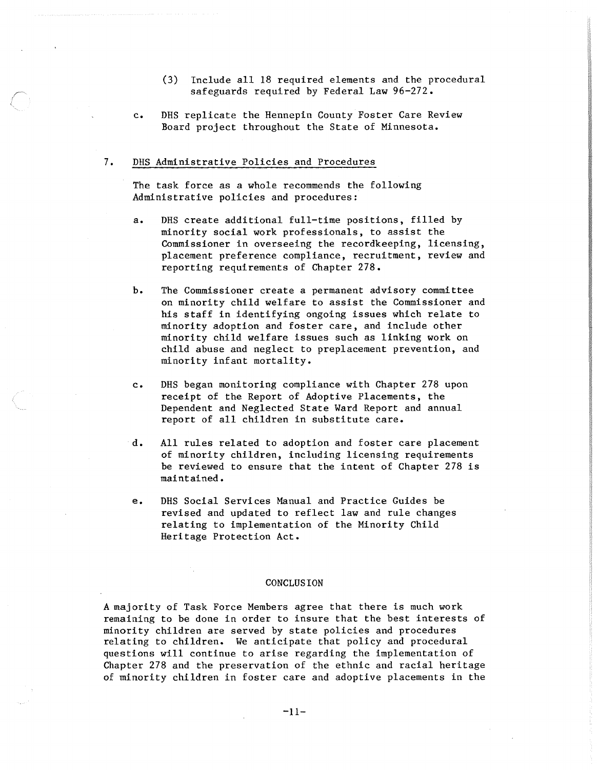(3) Include all 18 required elements and the procedural safeguards required by Federal Law 96-272.

c. DHS replicate the Hennepin County Foster Care Review Board project throughout the State of Minnesota.

7. DHS Administrative Policies and Procedures

The task force as a whole recommends the following Administrative policies and procedures:

a. DHS create additional full-time positions, filled by minority social work professionals, to assist the Commissioner in overseeing the recordkeeping, licensing, placement preference compliance, recruitment, review and reporting requirements of Chapter 278.

b. The Commissioner create a permanent advisory committee on minority child welfare to assist the Commissioner and his staff in identifying ongoing issues which relate to minority adoption and foster care, and include other minority child welfare issues such as linking work on child abuse and neglect to preplacement prevention, and minority infant mortality.

c. DHS began monitoring compliance with Chapter 278 upon receipt of the Report of Adoptive Placements, the Dependent and Neglected State Ward Report and annual report of all children in substitute care.

d. All rules related to adoption and foster care placement of minority children, including licensing requirements be reviewed to ensure that the intent of Chapter 278 is maintained.

e. DHS Social Services Manual and Practice Guides be revised and updated to reflect law and rule changes relating to implementation of the Minority Child Heritage Protection Act.

## CONCLUSION

A majority of Task Force Members agree that there is much work remaining to be done in order to insure that the best interests of minority children are served by state policies and procedures relating to children. We anticipate that policy and procedural questions will continue to arise regarding the implementation of Chapter 278 and the preservation of the ethnic and racial heritage of minority children in foster care and adoptive placements in the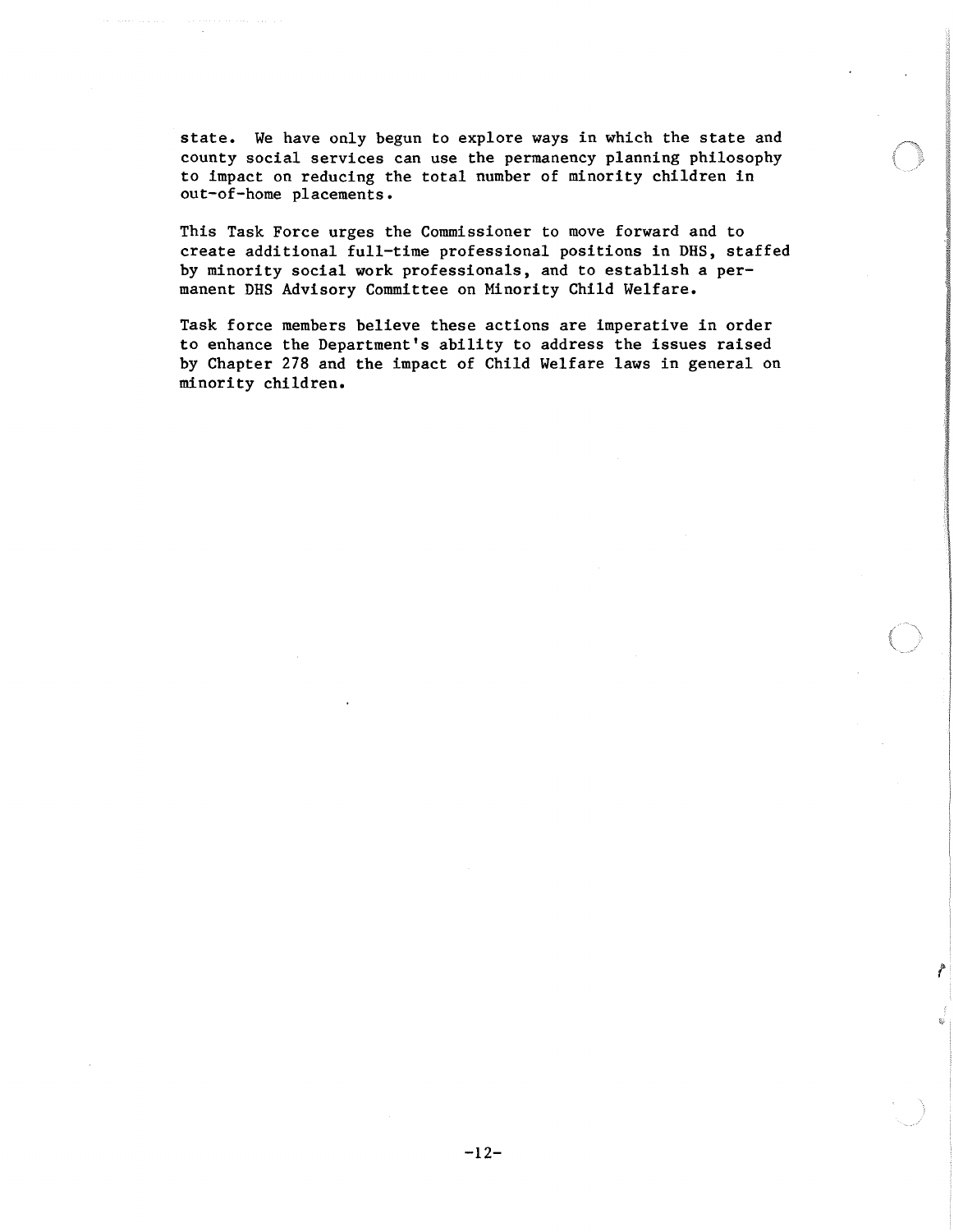state. We have only begun to explore ways in which the state and county social services can use the permanency planning philosophy to impact on reducing the total number of minority children in out-of-home placements.

This Task Force urges the Commissioner to move forward and to create additional full-time professional positions in DHS, staffed by minority social work professionals, and to establish a permanent DHS Advisory Committee on Minority Child Welfare.

Task force members believe these actions are imperative in order to enhance the Department's ability to address the issues raised by Chapter 278 and the impact of Child Welfare laws in general on minority children.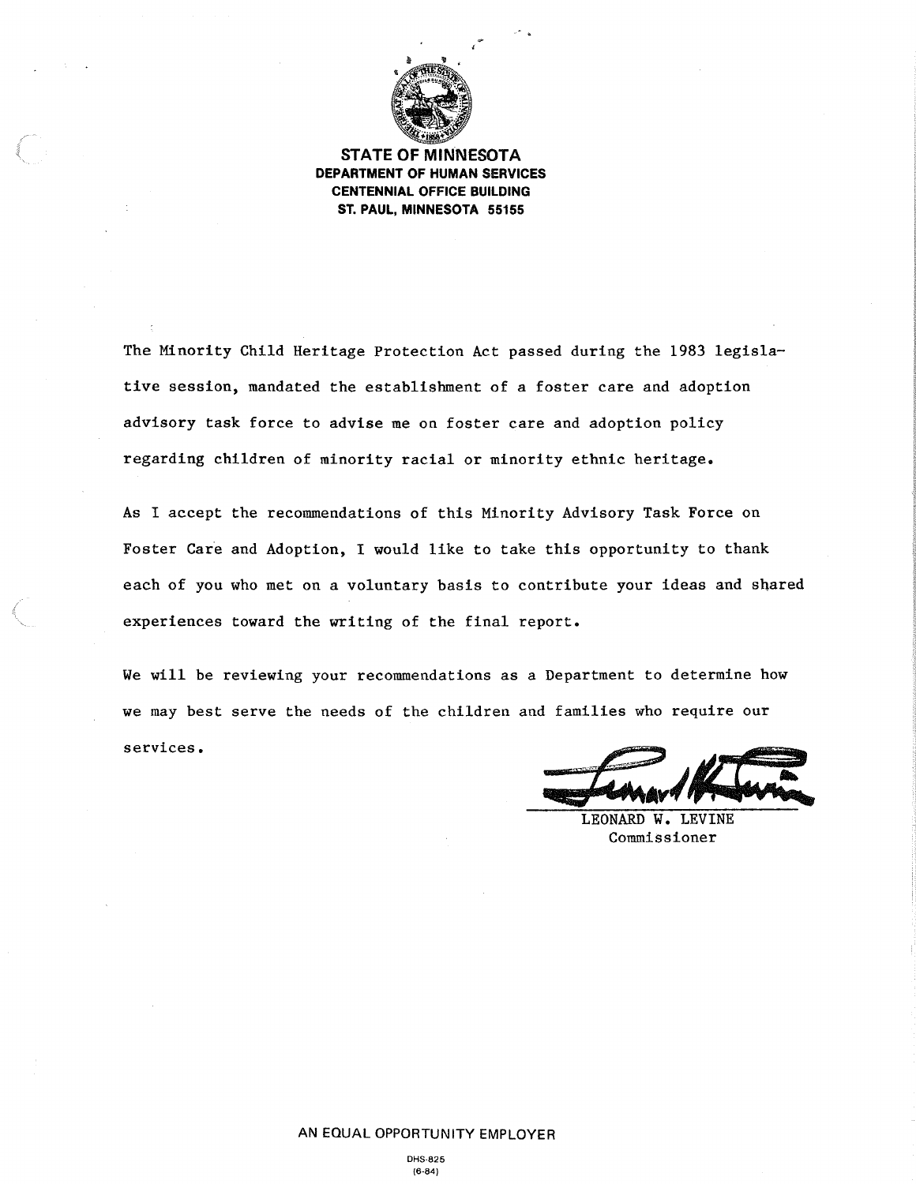**STATE OF MINNESOTA**
**DEPARTMENT OF HUMAN SERVICES**
**CENTENNIAL OFFICE BUILDING**
**ST. PAUL, MINNESOTA 55155**

The Minority Child Heritage Protection Act passed during the 1983 legislative session, mandated the establishment of a foster care and adoption advisory task force to advise me on foster care and adoption policy regarding children of minority racial or minority ethnic heritage.

As I accept the recommendations of this Minority Advisory Task Force on Foster Care and Adoption, I would like to take this opportunity to thank each of you who met on a voluntary basis to contribute your ideas and shared experiences toward the writing of the final report.

We will be reviewing your recommendations as a Department to determine how we may best serve the needs of the children and families who require our services.

LEONARD W. LEVINE
Commissioner

AN EQUAL OPPORTUNITY EMPLOYER

DHS-825
(6-84)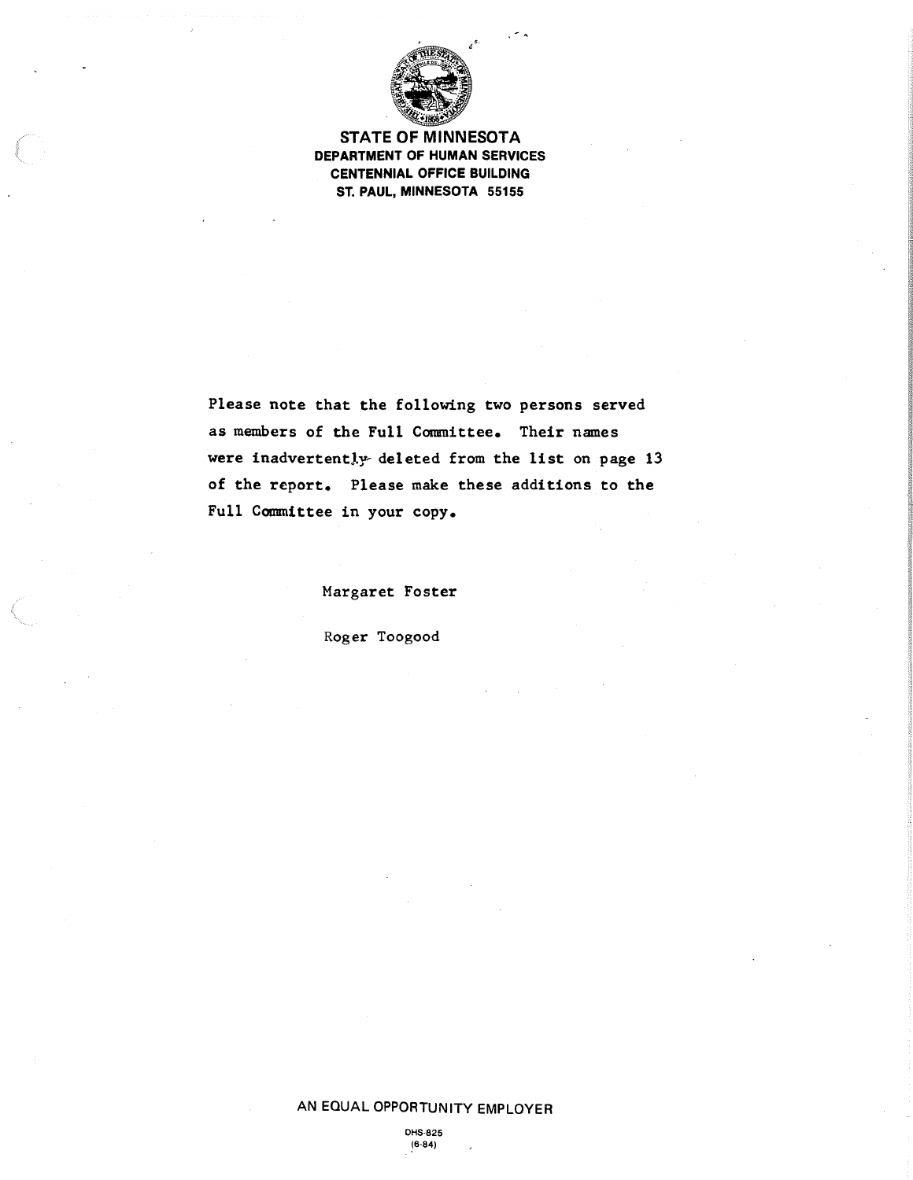**STATE OF MINNESOTA**
**DEPARTMENT OF HUMAN SERVICES**
**CENTENNIAL OFFICE BUILDING**
**ST. PAUL, MINNESOTA 55155**

Please note that the following two persons served as members of the Full Committee. Their names were inadvertently deleted from the list on page 13 of the report. Please make these additions to the Full Committee in your copy.

Margaret Foster

Roger Toogood

AN EQUAL OPPORTUNITY EMPLOYER

DHS-825
(6-84)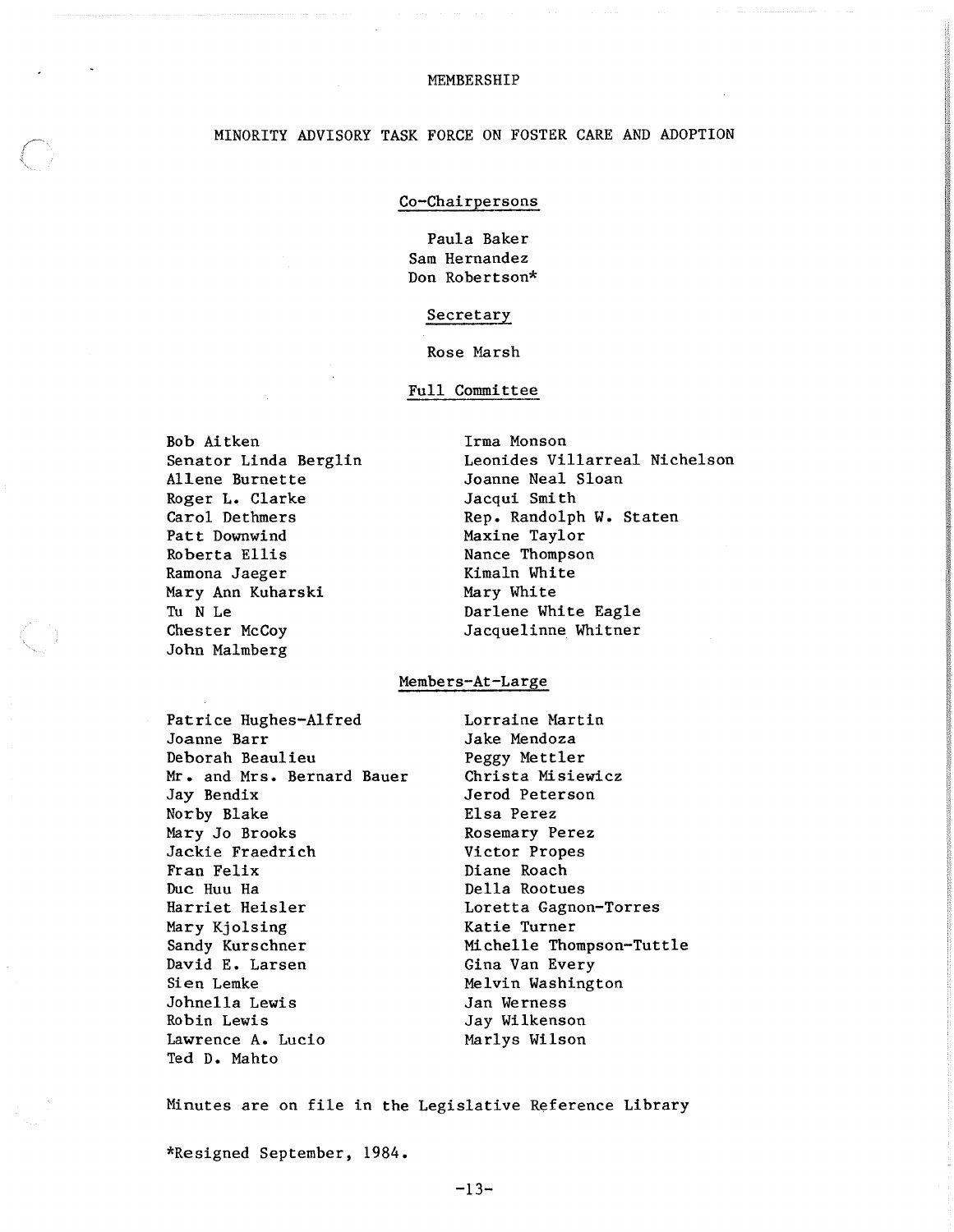# MEMBERSHIP

## MINORITY ADVISORY TASK FORCE ON FOSTER CARE AND ADOPTION

### Co-Chairpersons

Paula Baker
Sam Hernandez
Don Robertson*

### Secretary

Rose Marsh

### Full Committee

Bob Aitken
Senator Linda Berglin
Allene Burnette
Roger L. Clarke
Carol Dethmers
Patt Downwind
Roberta Ellis
Ramona Jaeger
Mary Ann Kuharski
Tu N Le
Chester McCoy
John Malmberg
Irma Monson
Leonides Villarreal Nichelson
Joanne Neal Sloan
Jacqui Smith
Rep. Randolph W. Staten
Maxine Taylor
Nance Thompson
Kimaln White
Mary White
Darlene White Eagle
Jacquelinne Whitner

### Members-At-Large

Patrice Hughes-Alfred
Joanne Barr
Deborah Beaulieu
Mr. and Mrs. Bernard Bauer
Jay Bendix
Norby Blake
Mary Jo Brooks
Jackie Fraedrich
Fran Felix
Duc Huu Ha
Harriet Heisler
Mary Kjolsing
Sandy Kurschner
David E. Larsen
Sien Lemke
Johnella Lewis
Robin Lewis
Lawrence A. Lucio
Ted D. Mahto
Lorraine Martin
Jake Mendoza
Peggy Mettler
Christa Misiewicz
Jerod Peterson
Elsa Perez
Rosemary Perez
Victor Propes
Diane Roach
Della Rootues
Loretta Gagnon-Torres
Katie Turner
Michelle Thompson-Tuttle
Gina Van Every
Melvin Washington
Jan Werness
Jay Wilkenson
Marlys Wilson

Minutes are on file in the Legislative Reference Library

*Resigned September, 1984.